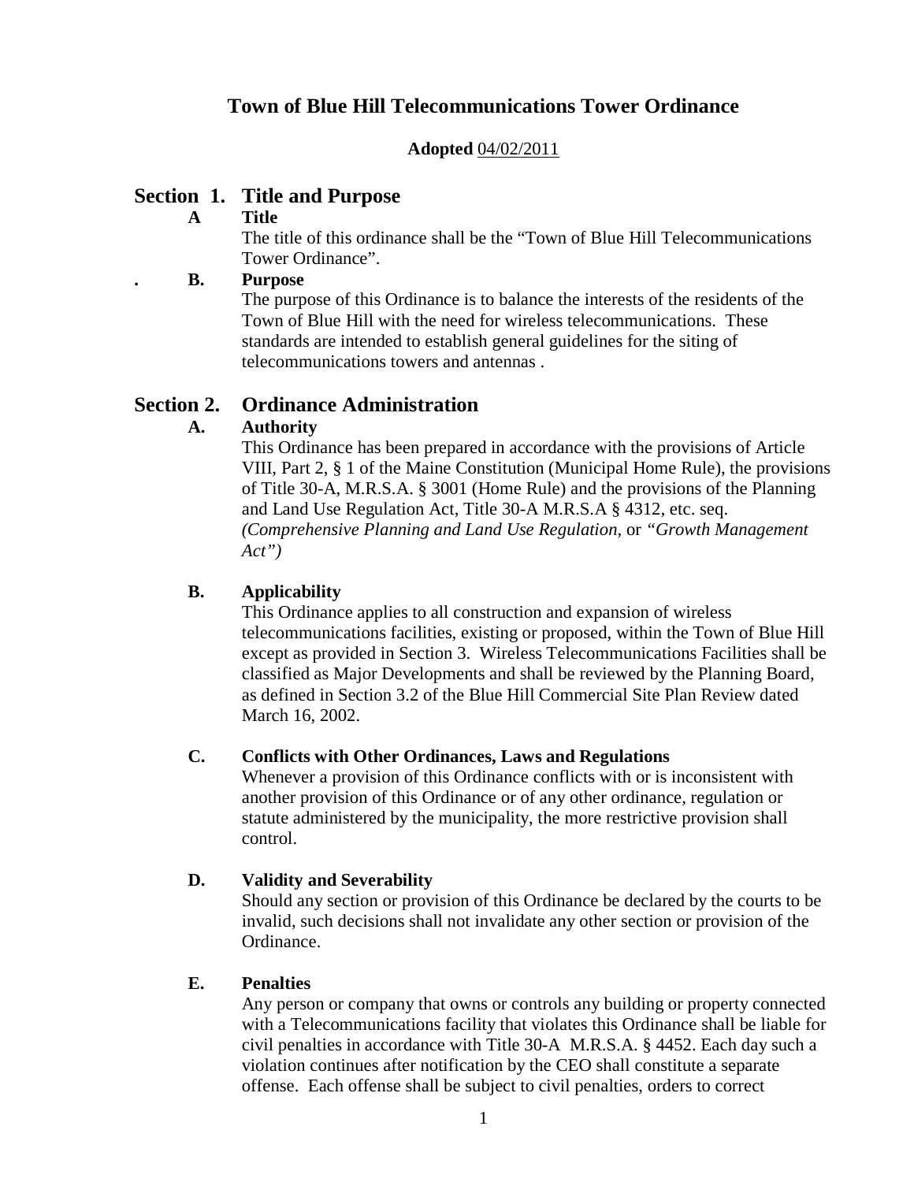# Town of Blue Hill Telecommunications Tower Ordinance

**Adopted** 04/02/2011

## Section 1. Title and Purpose

### A Title

The title of this ordinance shall be the "Town of Blue Hill Telecommunications Tower Ordinance".

### B. Purpose

The purpose of this Ordinance is to balance the interests of the residents of the Town of Blue Hill with the need for wireless telecommunications. These standards are intended to establish general guidelines for the siting of telecommunications towers and antennas .

## Section 2. Ordinance Administration

### A. Authority

This Ordinance has been prepared in accordance with the provisions of Article VIII, Part 2, § 1 of the Maine Constitution (Municipal Home Rule), the provisions of Title 30-A, M.R.S.A. § 3001 (Home Rule) and the provisions of the Planning and Land Use Regulation Act, Title 30-A M.R.S.A § 4312, etc. seq. *(Comprehensive Planning and Land Use Regulation,* or *"Growth Management Act")*

### B. Applicability

This Ordinance applies to all construction and expansion of wireless telecommunications facilities, existing or proposed, within the Town of Blue Hill except as provided in Section 3. Wireless Telecommunications Facilities shall be classified as Major Developments and shall be reviewed by the Planning Board, as defined in Section 3.2 of the Blue Hill Commercial Site Plan Review dated March 16, 2002.

### C. Conflicts with Other Ordinances, Laws and Regulations

Whenever a provision of this Ordinance conflicts with or is inconsistent with another provision of this Ordinance or of any other ordinance, regulation or statute administered by the municipality, the more restrictive provision shall control.

### D. Validity and Severability

Should any section or provision of this Ordinance be declared by the courts to be invalid, such decisions shall not invalidate any other section or provision of the Ordinance.

### E. Penalties

Any person or company that owns or controls any building or property connected with a Telecommunications facility that violates this Ordinance shall be liable for civil penalties in accordance with Title 30-A M.R.S.A. § 4452. Each day such a violation continues after notification by the CEO shall constitute a separate offense. Each offense shall be subject to civil penalties, orders to correct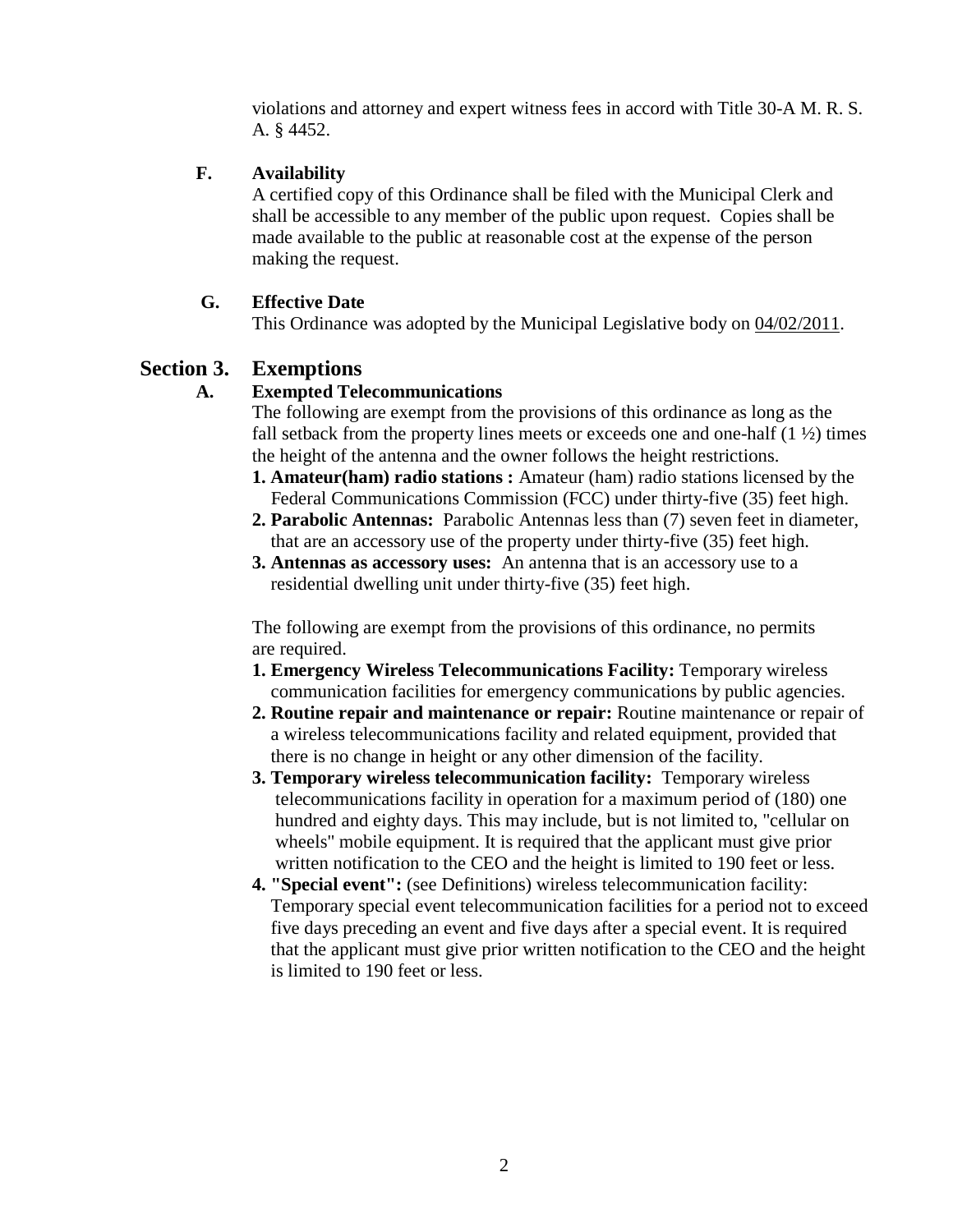violations and attorney and expert witness fees in accord with Title 30-A M. R. S. A. § 4452.

**F. Availability**

A certified copy of this Ordinance shall be filed with the Municipal Clerk and shall be accessible to any member of the public upon request. Copies shall be made available to the public at reasonable cost at the expense of the person making the request.

**G. Effective Date**

This Ordinance was adopted by the Municipal Legislative body on <u>04/02/2011</u>.

## Section 3. Exemptions

**A. Exempted Telecommunications**

The following are exempt from the provisions of this ordinance as long as the fall setback from the property lines meets or exceeds one and one-half (1 ½) times the height of the antenna and the owner follows the height restrictions.

1. **Amateur(ham) radio stations :** Amateur (ham) radio stations licensed by the Federal Communications Commission (FCC) under thirty-five (35) feet high.
2. **Parabolic Antennas:** Parabolic Antennas less than (7) seven feet in diameter, that are an accessory use of the property under thirty-five (35) feet high.
3. **Antennas as accessory uses:** An antenna that is an accessory use to a residential dwelling unit under thirty-five (35) feet high.

The following are exempt from the provisions of this ordinance, no permits are required.

1. **Emergency Wireless Telecommunications Facility:** Temporary wireless communication facilities for emergency communications by public agencies.
2. **Routine repair and maintenance or repair:** Routine maintenance or repair of a wireless telecommunications facility and related equipment, provided that there is no change in height or any other dimension of the facility.
3. **Temporary wireless telecommunication facility:** Temporary wireless telecommunications facility in operation for a maximum period of (180) one hundred and eighty days. This may include, but is not limited to, "cellular on wheels" mobile equipment. It is required that the applicant must give prior written notification to the CEO and the height is limited to 190 feet or less.
4. **"Special event":** (see Definitions) wireless telecommunication facility: Temporary special event telecommunication facilities for a period not to exceed five days preceding an event and five days after a special event. It is required that the applicant must give prior written notification to the CEO and the height is limited to 190 feet or less.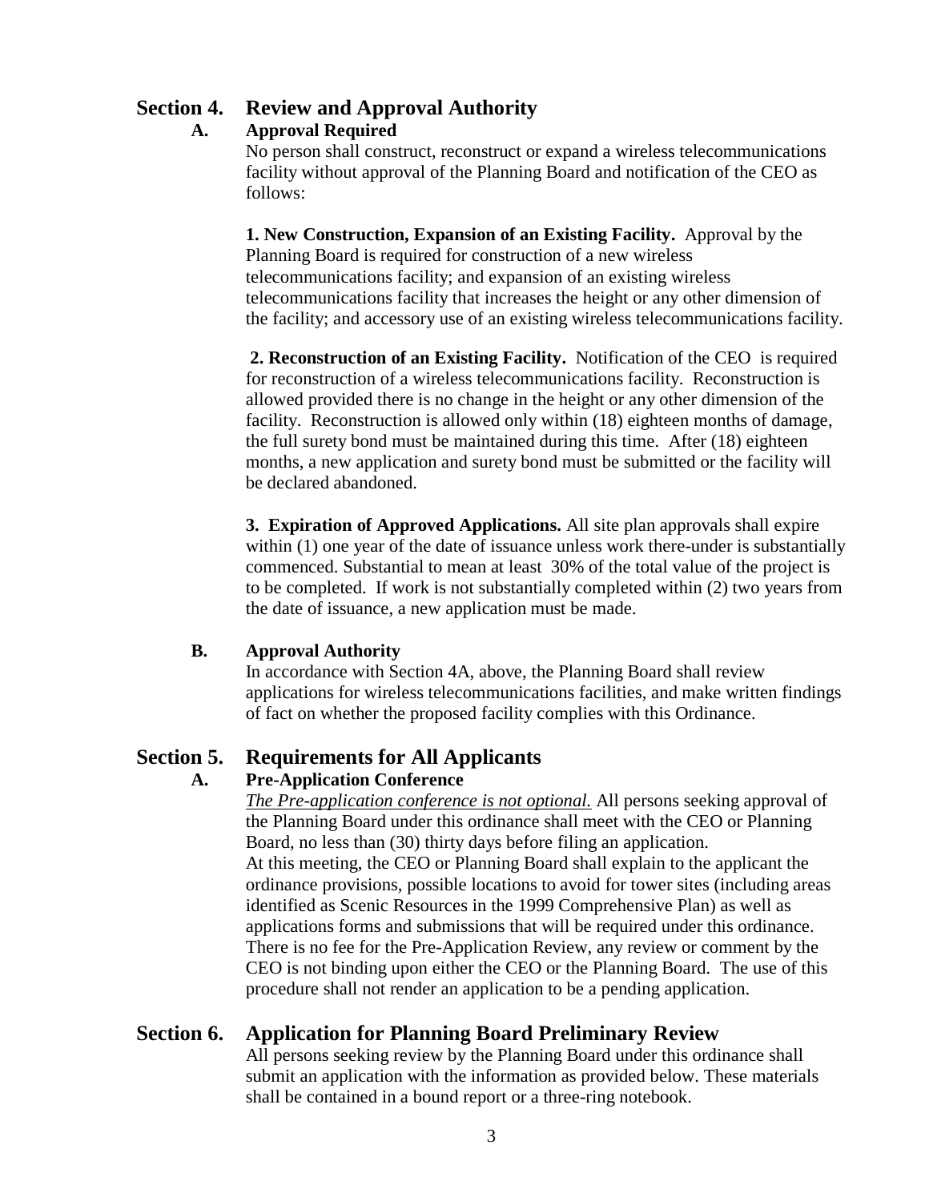## Section 4. Review and Approval Authority

### A. Approval Required

No person shall construct, reconstruct or expand a wireless telecommunications facility without approval of the Planning Board and notification of the CEO as follows:

**1. New Construction, Expansion of an Existing Facility.** Approval by the Planning Board is required for construction of a new wireless telecommunications facility; and expansion of an existing wireless telecommunications facility that increases the height or any other dimension of the facility; and accessory use of an existing wireless telecommunications facility.

**2. Reconstruction of an Existing Facility.** Notification of the CEO is required for reconstruction of a wireless telecommunications facility. Reconstruction is allowed provided there is no change in the height or any other dimension of the facility. Reconstruction is allowed only within (18) eighteen months of damage, the full surety bond must be maintained during this time. After (18) eighteen months, a new application and surety bond must be submitted or the facility will be declared abandoned.

**3. Expiration of Approved Applications.** All site plan approvals shall expire within (1) one year of the date of issuance unless work there-under is substantially commenced. Substantial to mean at least 30% of the total value of the project is to be completed. If work is not substantially completed within (2) two years from the date of issuance, a new application must be made.

### B. Approval Authority

In accordance with Section 4A, above, the Planning Board shall review applications for wireless telecommunications facilities, and make written findings of fact on whether the proposed facility complies with this Ordinance.

## Section 5. Requirements for All Applicants

### A. Pre-Application Conference

*The Pre-application conference is not optional.* All persons seeking approval of the Planning Board under this ordinance shall meet with the CEO or Planning Board, no less than (30) thirty days before filing an application.

At this meeting, the CEO or Planning Board shall explain to the applicant the ordinance provisions, possible locations to avoid for tower sites (including areas identified as Scenic Resources in the 1999 Comprehensive Plan) as well as applications forms and submissions that will be required under this ordinance. There is no fee for the Pre-Application Review, any review or comment by the CEO is not binding upon either the CEO or the Planning Board. The use of this procedure shall not render an application to be a pending application.

## Section 6. Application for Planning Board Preliminary Review

All persons seeking review by the Planning Board under this ordinance shall submit an application with the information as provided below. These materials shall be contained in a bound report or a three-ring notebook.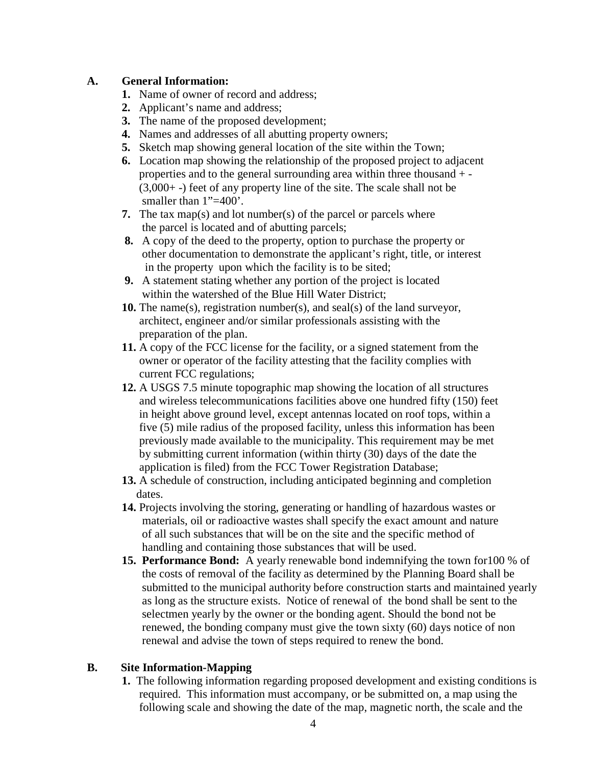**A. General Information:**

1. Name of owner of record and address;
2. Applicant's name and address;
3. The name of the proposed development;
4. Names and addresses of all abutting property owners;
5. Sketch map showing general location of the site within the Town;
6. Location map showing the relationship of the proposed project to adjacent properties and to the general surrounding area within three thousand + - (3,000+ -) feet of any property line of the site. The scale shall not be smaller than 1"=400'.
7. The tax map(s) and lot number(s) of the parcel or parcels where the parcel is located and of abutting parcels;
8. A copy of the deed to the property, option to purchase the property or other documentation to demonstrate the applicant's right, title, or interest in the property upon which the facility is to be sited;
9. A statement stating whether any portion of the project is located within the watershed of the Blue Hill Water District;
10. The name(s), registration number(s), and seal(s) of the land surveyor, architect, engineer and/or similar professionals assisting with the preparation of the plan.
11. A copy of the FCC license for the facility, or a signed statement from the owner or operator of the facility attesting that the facility complies with current FCC regulations;
12. A USGS 7.5 minute topographic map showing the location of all structures and wireless telecommunications facilities above one hundred fifty (150) feet in height above ground level, except antennas located on roof tops, within a five (5) mile radius of the proposed facility, unless this information has been previously made available to the municipality. This requirement may be met by submitting current information (within thirty (30) days of the date the application is filed) from the FCC Tower Registration Database;
13. A schedule of construction, including anticipated beginning and completion dates.
14. Projects involving the storing, generating or handling of hazardous wastes or materials, oil or radioactive wastes shall specify the exact amount and nature of all such substances that will be on the site and the specific method of handling and containing those substances that will be used.
15. **Performance Bond:** A yearly renewable bond indemnifying the town for100 % of the costs of removal of the facility as determined by the Planning Board shall be submitted to the municipal authority before construction starts and maintained yearly as long as the structure exists. Notice of renewal of the bond shall be sent to the selectmen yearly by the owner or the bonding agent. Should the bond not be renewed, the bonding company must give the town sixty (60) days notice of non renewal and advise the town of steps required to renew the bond.

**B. Site Information-Mapping**

1. The following information regarding proposed development and existing conditions is required. This information must accompany, or be submitted on, a map using the following scale and showing the date of the map, magnetic north, the scale and the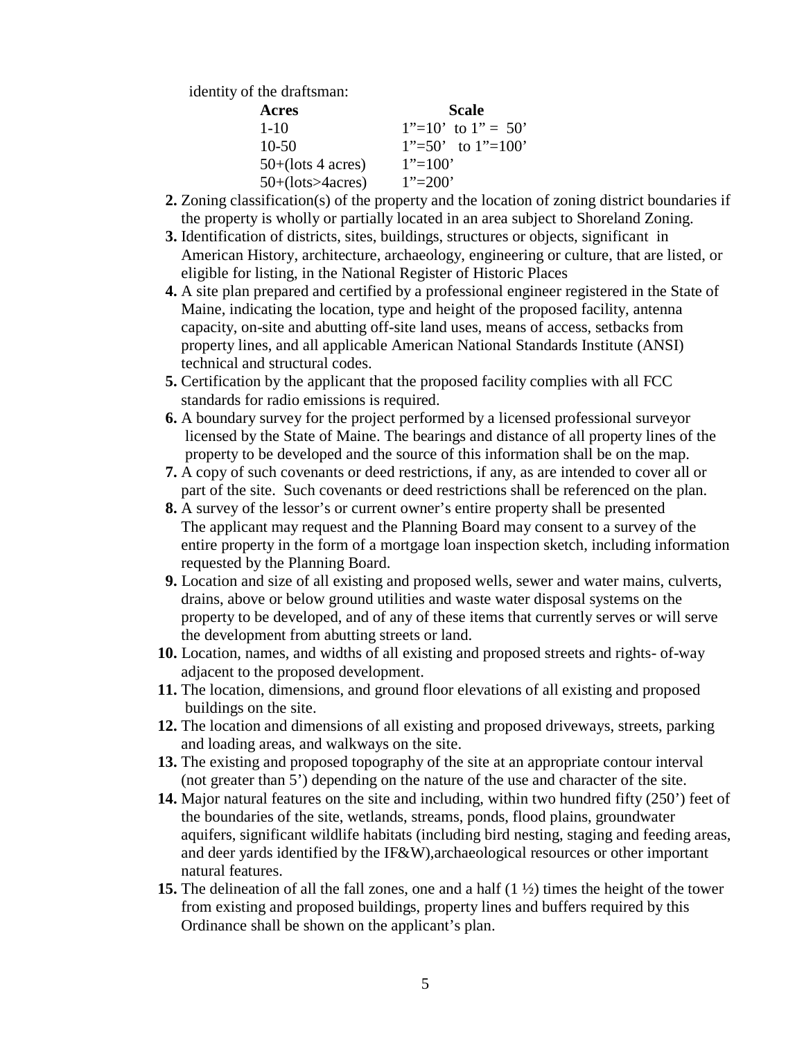identity of the draftsman:

| Acres | Scale |
|---|---|
| 1-10 | 1”=10’ to 1” = 50’ |
| 10-50 | 1”=50’ to 1”=100’ |
| 50+(lots 4 acres) | 1”=100’ |
| 50+(lots>4acres) | 1”=200’ |

**2.** Zoning classification(s) of the property and the location of zoning district boundaries if the property is wholly or partially located in an area subject to Shoreland Zoning.

**3.** Identification of districts, sites, buildings, structures or objects, significant in American History, architecture, archaeology, engineering or culture, that are listed, or eligible for listing, in the National Register of Historic Places

**4.** A site plan prepared and certified by a professional engineer registered in the State of Maine, indicating the location, type and height of the proposed facility, antenna capacity, on-site and abutting off-site land uses, means of access, setbacks from property lines, and all applicable American National Standards Institute (ANSI) technical and structural codes.

**5.** Certification by the applicant that the proposed facility complies with all FCC standards for radio emissions is required.

**6.** A boundary survey for the project performed by a licensed professional surveyor licensed by the State of Maine. The bearings and distance of all property lines of the property to be developed and the source of this information shall be on the map.

**7.** A copy of such covenants or deed restrictions, if any, as are intended to cover all or part of the site. Such covenants or deed restrictions shall be referenced on the plan.

**8.** A survey of the lessor’s or current owner’s entire property shall be presented The applicant may request and the Planning Board may consent to a survey of the entire property in the form of a mortgage loan inspection sketch, including information requested by the Planning Board.

**9.** Location and size of all existing and proposed wells, sewer and water mains, culverts, drains, above or below ground utilities and waste water disposal systems on the property to be developed, and of any of these items that currently serves or will serve the development from abutting streets or land.

**10.** Location, names, and widths of all existing and proposed streets and rights- of-way adjacent to the proposed development.

**11.** The location, dimensions, and ground floor elevations of all existing and proposed buildings on the site.

**12.** The location and dimensions of all existing and proposed driveways, streets, parking and loading areas, and walkways on the site.

**13.** The existing and proposed topography of the site at an appropriate contour interval (not greater than 5’) depending on the nature of the use and character of the site.

**14.** Major natural features on the site and including, within two hundred fifty (250’) feet of the boundaries of the site, wetlands, streams, ponds, flood plains, groundwater aquifers, significant wildlife habitats (including bird nesting, staging and feeding areas, and deer yards identified by the IF&W),archaeological resources or other important natural features.

**15.** The delineation of all the fall zones, one and a half (1 ½) times the height of the tower from existing and proposed buildings, property lines and buffers required by this Ordinance shall be shown on the applicant’s plan.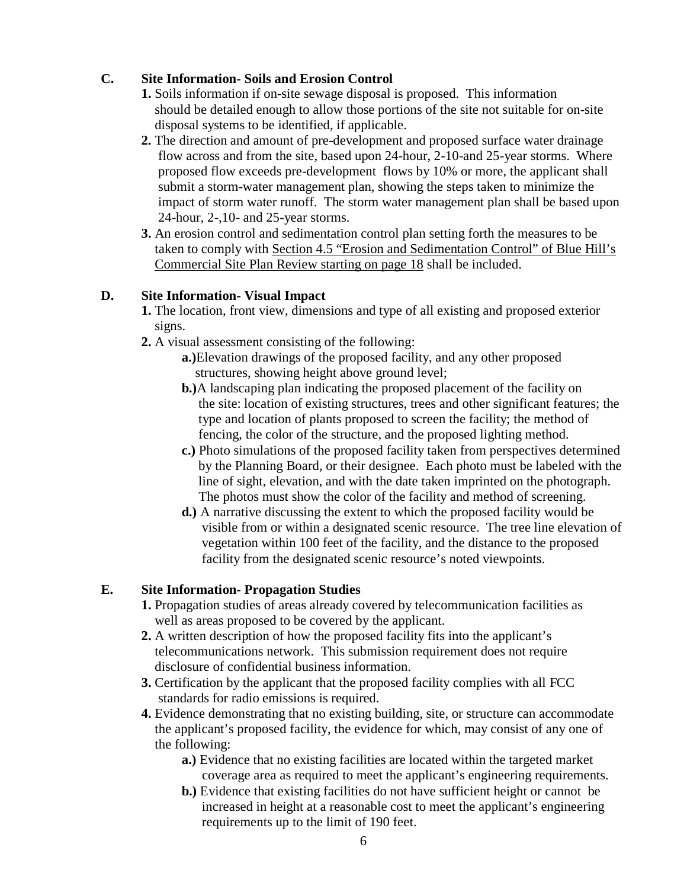**C. Site Information- Soils and Erosion Control**

**1.** Soils information if on-site sewage disposal is proposed. This information should be detailed enough to allow those portions of the site not suitable for on-site disposal systems to be identified, if applicable.

**2.** The direction and amount of pre-development and proposed surface water drainage flow across and from the site, based upon 24-hour, 2-10-and 25-year storms. Where proposed flow exceeds pre-development flows by 10% or more, the applicant shall submit a storm-water management plan, showing the steps taken to minimize the impact of storm water runoff. The storm water management plan shall be based upon 24-hour, 2-,10- and 25-year storms.

**3.** An erosion control and sedimentation control plan setting forth the measures to be taken to comply with Section 4.5 "Erosion and Sedimentation Control" of Blue Hill's Commercial Site Plan Review starting on page 18 shall be included.

**D. Site Information- Visual Impact**

**1.** The location, front view, dimensions and type of all existing and proposed exterior signs.

**2.** A visual assessment consisting of the following:

**a.)** Elevation drawings of the proposed facility, and any other proposed structures, showing height above ground level;

**b.)** A landscaping plan indicating the proposed placement of the facility on the site: location of existing structures, trees and other significant features; the type and location of plants proposed to screen the facility; the method of fencing, the color of the structure, and the proposed lighting method.

**c.)** Photo simulations of the proposed facility taken from perspectives determined by the Planning Board, or their designee. Each photo must be labeled with the line of sight, elevation, and with the date taken imprinted on the photograph. The photos must show the color of the facility and method of screening.

**d.)** A narrative discussing the extent to which the proposed facility would be visible from or within a designated scenic resource. The tree line elevation of vegetation within 100 feet of the facility, and the distance to the proposed facility from the designated scenic resource's noted viewpoints.

**E. Site Information- Propagation Studies**

**1.** Propagation studies of areas already covered by telecommunication facilities as well as areas proposed to be covered by the applicant.

**2.** A written description of how the proposed facility fits into the applicant's telecommunications network. This submission requirement does not require disclosure of confidential business information.

**3.** Certification by the applicant that the proposed facility complies with all FCC standards for radio emissions is required.

**4.** Evidence demonstrating that no existing building, site, or structure can accommodate the applicant's proposed facility, the evidence for which, may consist of any one of the following:

**a.)** Evidence that no existing facilities are located within the targeted market coverage area as required to meet the applicant's engineering requirements.

**b.)** Evidence that existing facilities do not have sufficient height or cannot be increased in height at a reasonable cost to meet the applicant's engineering requirements up to the limit of 190 feet.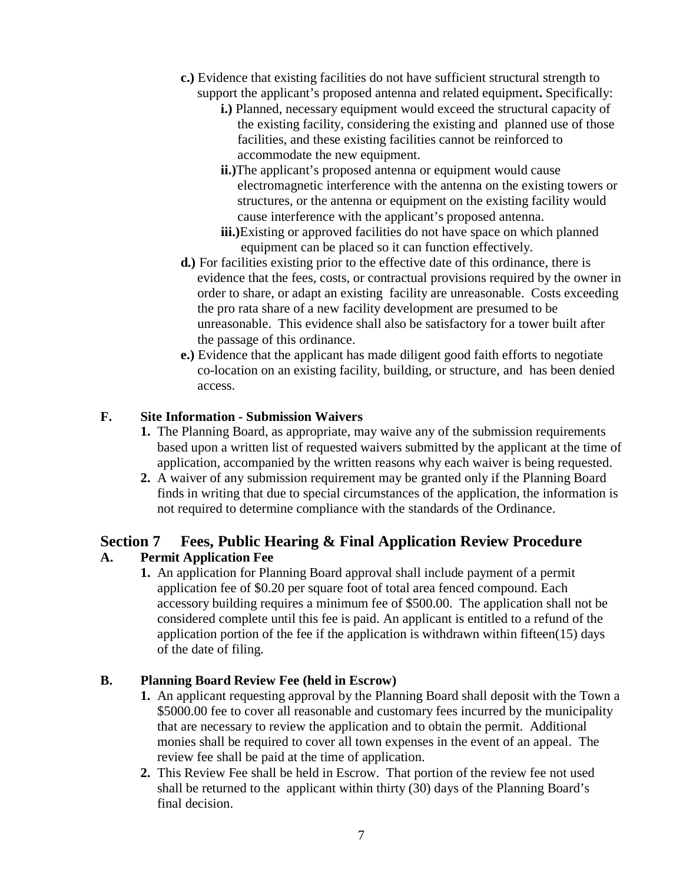- **c.)** Evidence that existing facilities do not have sufficient structural strength to support the applicant's proposed antenna and related equipment**.** Specifically:
    - **i.)** Planned, necessary equipment would exceed the structural capacity of the existing facility, considering the existing and planned use of those facilities, and these existing facilities cannot be reinforced to accommodate the new equipment.
    - **ii.)**The applicant's proposed antenna or equipment would cause electromagnetic interference with the antenna on the existing towers or structures, or the antenna or equipment on the existing facility would cause interference with the applicant's proposed antenna.
    - **iii.)**Existing or approved facilities do not have space on which planned equipment can be placed so it can function effectively.
- **d.)** For facilities existing prior to the effective date of this ordinance, there is evidence that the fees, costs, or contractual provisions required by the owner in order to share, or adapt an existing facility are unreasonable. Costs exceeding the pro rata share of a new facility development are presumed to be unreasonable. This evidence shall also be satisfactory for a tower built after the passage of this ordinance.
- **e.)** Evidence that the applicant has made diligent good faith efforts to negotiate co-location on an existing facility, building, or structure, and has been denied access.

### F. Site Information - Submission Waivers

1. The Planning Board, as appropriate, may waive any of the submission requirements based upon a written list of requested waivers submitted by the applicant at the time of application, accompanied by the written reasons why each waiver is being requested.
2. A waiver of any submission requirement may be granted only if the Planning Board finds in writing that due to special circumstances of the application, the information is not required to determine compliance with the standards of the Ordinance.

## Section 7 Fees, Public Hearing & Final Application Review Procedure

### A. Permit Application Fee

1. An application for Planning Board approval shall include payment of a permit application fee of $0.20 per square foot of total area fenced compound. Each accessory building requires a minimum fee of $500.00. The application shall not be considered complete until this fee is paid. An applicant is entitled to a refund of the application portion of the fee if the application is withdrawn within fifteen(15) days of the date of filing.

### B. Planning Board Review Fee (held in Escrow)

1. An applicant requesting approval by the Planning Board shall deposit with the Town a $5000.00 fee to cover all reasonable and customary fees incurred by the municipality that are necessary to review the application and to obtain the permit. Additional monies shall be required to cover all town expenses in the event of an appeal. The review fee shall be paid at the time of application.
2. This Review Fee shall be held in Escrow. That portion of the review fee not used shall be returned to the applicant within thirty (30) days of the Planning Board's final decision.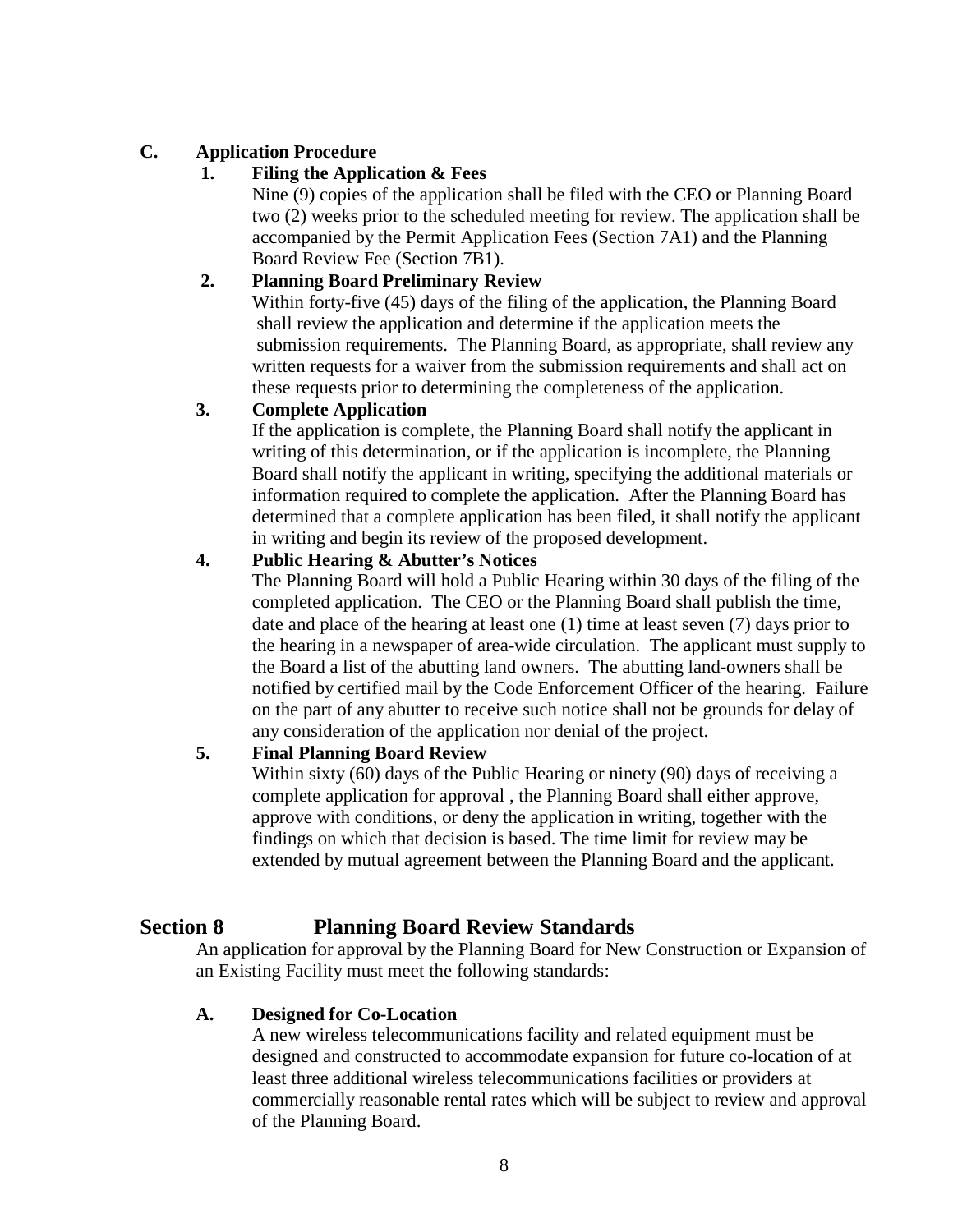**C. Application Procedure**

**1. Filing the Application & Fees**

Nine (9) copies of the application shall be filed with the CEO or Planning Board two (2) weeks prior to the scheduled meeting for review. The application shall be accompanied by the Permit Application Fees (Section 7A1) and the Planning Board Review Fee (Section 7B1).

**2. Planning Board Preliminary Review**

Within forty-five (45) days of the filing of the application, the Planning Board shall review the application and determine if the application meets the submission requirements. The Planning Board, as appropriate, shall review any written requests for a waiver from the submission requirements and shall act on these requests prior to determining the completeness of the application.

**3. Complete Application**

If the application is complete, the Planning Board shall notify the applicant in writing of this determination, or if the application is incomplete, the Planning Board shall notify the applicant in writing, specifying the additional materials or information required to complete the application. After the Planning Board has determined that a complete application has been filed, it shall notify the applicant in writing and begin its review of the proposed development.

**4. Public Hearing & Abutter's Notices**

The Planning Board will hold a Public Hearing within 30 days of the filing of the completed application. The CEO or the Planning Board shall publish the time, date and place of the hearing at least one (1) time at least seven (7) days prior to the hearing in a newspaper of area-wide circulation. The applicant must supply to the Board a list of the abutting land owners. The abutting land-owners shall be notified by certified mail by the Code Enforcement Officer of the hearing. Failure on the part of any abutter to receive such notice shall not be grounds for delay of any consideration of the application nor denial of the project.

**5. Final Planning Board Review**

Within sixty (60) days of the Public Hearing or ninety (90) days of receiving a complete application for approval , the Planning Board shall either approve, approve with conditions, or deny the application in writing, together with the findings on which that decision is based. The time limit for review may be extended by mutual agreement between the Planning Board and the applicant.

## Section 8 Planning Board Review Standards

An application for approval by the Planning Board for New Construction or Expansion of an Existing Facility must meet the following standards:

**A. Designed for Co-Location**

A new wireless telecommunications facility and related equipment must be designed and constructed to accommodate expansion for future co-location of at least three additional wireless telecommunications facilities or providers at commercially reasonable rental rates which will be subject to review and approval of the Planning Board.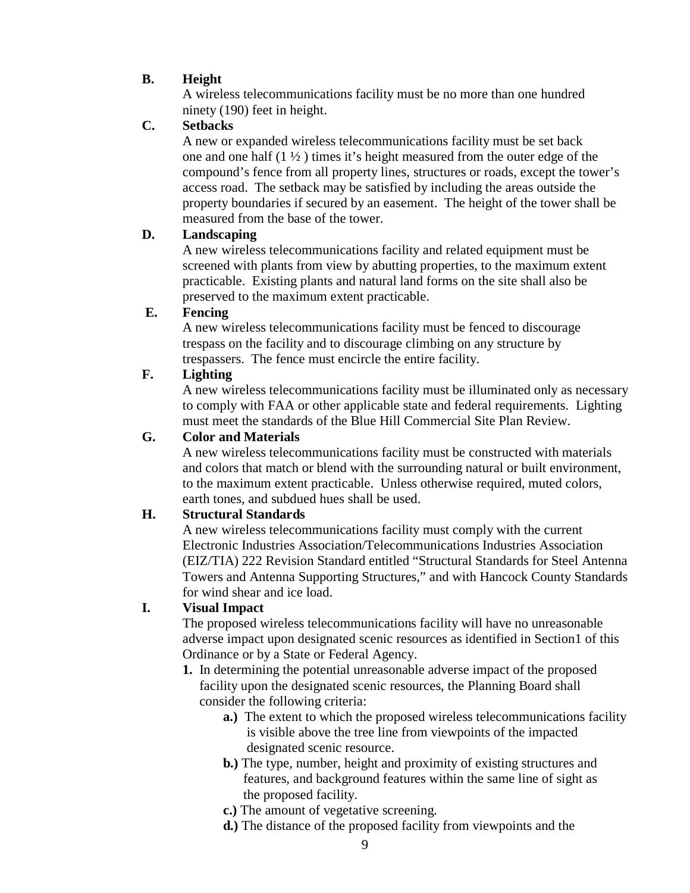**B. Height**

A wireless telecommunications facility must be no more than one hundred ninety (190) feet in height.

**C. Setbacks**

A new or expanded wireless telecommunications facility must be set back one and one half (1 ½ ) times it's height measured from the outer edge of the compound's fence from all property lines, structures or roads, except the tower's access road. The setback may be satisfied by including the areas outside the property boundaries if secured by an easement. The height of the tower shall be measured from the base of the tower.

**D. Landscaping**

A new wireless telecommunications facility and related equipment must be screened with plants from view by abutting properties, to the maximum extent practicable. Existing plants and natural land forms on the site shall also be preserved to the maximum extent practicable.

**E. Fencing**

A new wireless telecommunications facility must be fenced to discourage trespass on the facility and to discourage climbing on any structure by trespassers. The fence must encircle the entire facility.

**F. Lighting**

A new wireless telecommunications facility must be illuminated only as necessary to comply with FAA or other applicable state and federal requirements. Lighting must meet the standards of the Blue Hill Commercial Site Plan Review.

**G. Color and Materials**

A new wireless telecommunications facility must be constructed with materials and colors that match or blend with the surrounding natural or built environment, to the maximum extent practicable. Unless otherwise required, muted colors, earth tones, and subdued hues shall be used.

**H. Structural Standards**

A new wireless telecommunications facility must comply with the current Electronic Industries Association/Telecommunications Industries Association (EIZ/TIA) 222 Revision Standard entitled "Structural Standards for Steel Antenna Towers and Antenna Supporting Structures," and with Hancock County Standards for wind shear and ice load.

**I. Visual Impact**

The proposed wireless telecommunications facility will have no unreasonable adverse impact upon designated scenic resources as identified in Section1 of this Ordinance or by a State or Federal Agency.

1. In determining the potential unreasonable adverse impact of the proposed facility upon the designated scenic resources, the Planning Board shall consider the following criteria:
   - **a.)** The extent to which the proposed wireless telecommunications facility is visible above the tree line from viewpoints of the impacted designated scenic resource.
   - **b.)** The type, number, height and proximity of existing structures and features, and background features within the same line of sight as the proposed facility.
   - **c.)** The amount of vegetative screening.
   - **d.)** The distance of the proposed facility from viewpoints and the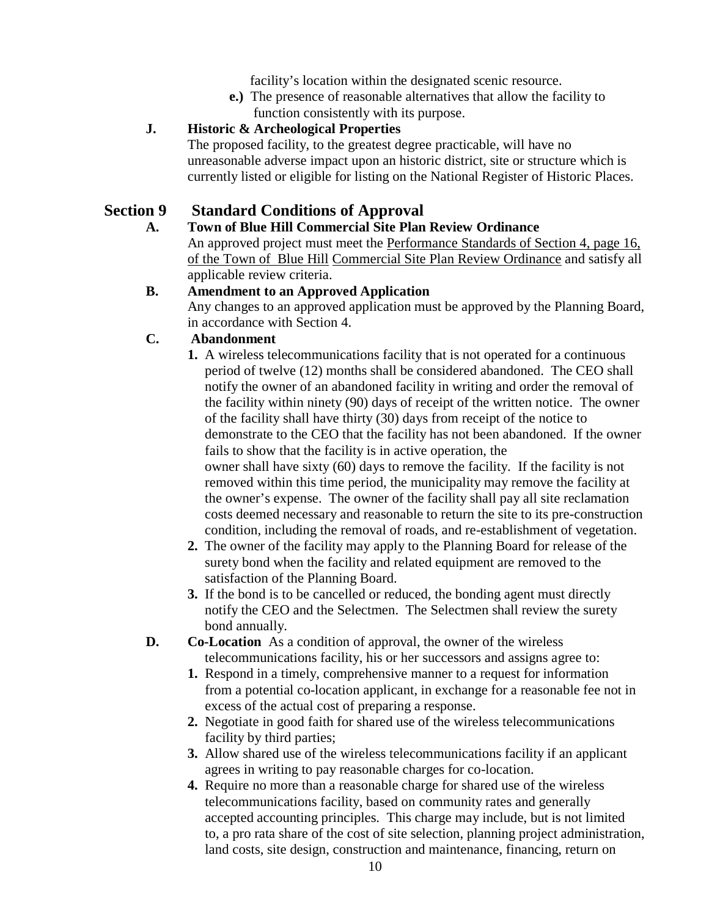facility's location within the designated scenic resource.

**e.)** The presence of reasonable alternatives that allow the facility to function consistently with its purpose.

**J. Historic & Archeological Properties**

The proposed facility, to the greatest degree practicable, will have no unreasonable adverse impact upon an historic district, site or structure which is currently listed or eligible for listing on the National Register of Historic Places.

## Section 9 Standard Conditions of Approval

**A. Town of Blue Hill Commercial Site Plan Review Ordinance**

An approved project must meet the Performance Standards of Section 4, page 16, of the Town of Blue Hill Commercial Site Plan Review Ordinance and satisfy all applicable review criteria.

**B. Amendment to an Approved Application**

Any changes to an approved application must be approved by the Planning Board, in accordance with Section 4.

**C. Abandonment**

1. A wireless telecommunications facility that is not operated for a continuous period of twelve (12) months shall be considered abandoned. The CEO shall notify the owner of an abandoned facility in writing and order the removal of the facility within ninety (90) days of receipt of the written notice. The owner of the facility shall have thirty (30) days from receipt of the notice to demonstrate to the CEO that the facility has not been abandoned. If the owner fails to show that the facility is in active operation, the owner shall have sixty (60) days to remove the facility. If the facility is not removed within this time period, the municipality may remove the facility at the owner's expense. The owner of the facility shall pay all site reclamation costs deemed necessary and reasonable to return the site to its pre-construction condition, including the removal of roads, and re-establishment of vegetation.
2. The owner of the facility may apply to the Planning Board for release of the surety bond when the facility and related equipment are removed to the satisfaction of the Planning Board.
3. If the bond is to be cancelled or reduced, the bonding agent must directly notify the CEO and the Selectmen. The Selectmen shall review the surety bond annually.

**D. Co-Location** As a condition of approval, the owner of the wireless telecommunications facility, his or her successors and assigns agree to:

1. Respond in a timely, comprehensive manner to a request for information from a potential co-location applicant, in exchange for a reasonable fee not in excess of the actual cost of preparing a response.
2. Negotiate in good faith for shared use of the wireless telecommunications facility by third parties;
3. Allow shared use of the wireless telecommunications facility if an applicant agrees in writing to pay reasonable charges for co-location.
4. Require no more than a reasonable charge for shared use of the wireless telecommunications facility, based on community rates and generally accepted accounting principles. This charge may include, but is not limited to, a pro rata share of the cost of site selection, planning project administration, land costs, site design, construction and maintenance, financing, return on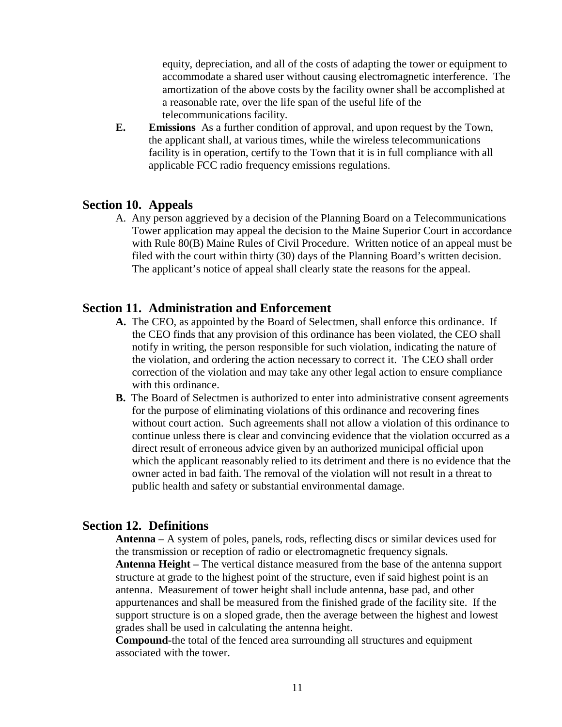equity, depreciation, and all of the costs of adapting the tower or equipment to accommodate a shared user without causing electromagnetic interference. The amortization of the above costs by the facility owner shall be accomplished at a reasonable rate, over the life span of the useful life of the telecommunications facility.

**E. Emissions** As a further condition of approval, and upon request by the Town, the applicant shall, at various times, while the wireless telecommunications facility is in operation, certify to the Town that it is in full compliance with all applicable FCC radio frequency emissions regulations.

## Section 10. Appeals

A. Any person aggrieved by a decision of the Planning Board on a Telecommunications Tower application may appeal the decision to the Maine Superior Court in accordance with Rule 80(B) Maine Rules of Civil Procedure. Written notice of an appeal must be filed with the court within thirty (30) days of the Planning Board's written decision. The applicant's notice of appeal shall clearly state the reasons for the appeal.

## Section 11. Administration and Enforcement

**A.** The CEO, as appointed by the Board of Selectmen, shall enforce this ordinance. If the CEO finds that any provision of this ordinance has been violated, the CEO shall notify in writing, the person responsible for such violation, indicating the nature of the violation, and ordering the action necessary to correct it. The CEO shall order correction of the violation and may take any other legal action to ensure compliance with this ordinance.

**B.** The Board of Selectmen is authorized to enter into administrative consent agreements for the purpose of eliminating violations of this ordinance and recovering fines without court action. Such agreements shall not allow a violation of this ordinance to continue unless there is clear and convincing evidence that the violation occurred as a direct result of erroneous advice given by an authorized municipal official upon which the applicant reasonably relied to its detriment and there is no evidence that the owner acted in bad faith. The removal of the violation will not result in a threat to public health and safety or substantial environmental damage.

## Section 12. Definitions

**Antenna** – A system of poles, panels, rods, reflecting discs or similar devices used for the transmission or reception of radio or electromagnetic frequency signals.

**Antenna Height –** The vertical distance measured from the base of the antenna support structure at grade to the highest point of the structure, even if said highest point is an antenna. Measurement of tower height shall include antenna, base pad, and other appurtenances and shall be measured from the finished grade of the facility site. If the support structure is on a sloped grade, then the average between the highest and lowest grades shall be used in calculating the antenna height.

**Compound-**the total of the fenced area surrounding all structures and equipment associated with the tower.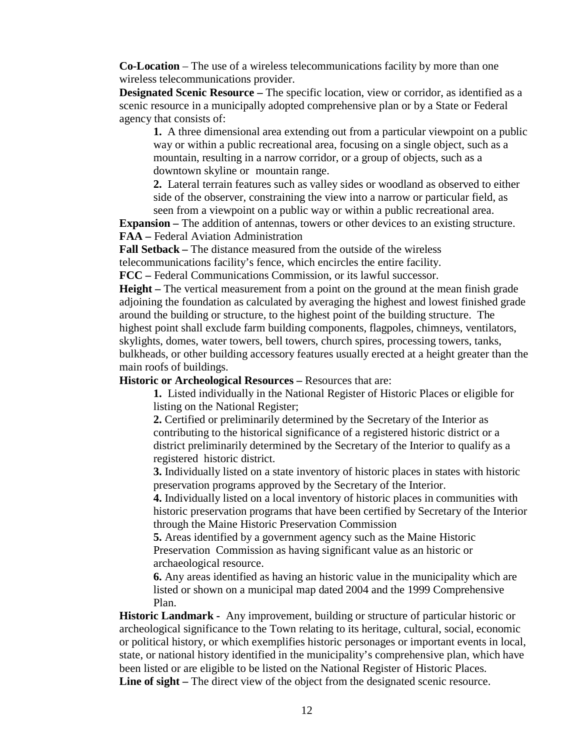**Co-Location** – The use of a wireless telecommunications facility by more than one wireless telecommunications provider.

**Designated Scenic Resource –** The specific location, view or corridor, as identified as a scenic resource in a municipally adopted comprehensive plan or by a State or Federal agency that consists of:

> **1.** A three dimensional area extending out from a particular viewpoint on a public way or within a public recreational area, focusing on a single object, such as a mountain, resulting in a narrow corridor, or a group of objects, such as a downtown skyline or mountain range.
>
> **2.** Lateral terrain features such as valley sides or woodland as observed to either side of the observer, constraining the view into a narrow or particular field, as seen from a viewpoint on a public way or within a public recreational area.

**Expansion –** The addition of antennas, towers or other devices to an existing structure.

**FAA –** Federal Aviation Administration

**Fall Setback –** The distance measured from the outside of the wireless telecommunications facility's fence, which encircles the entire facility.

**FCC –** Federal Communications Commission, or its lawful successor.

**Height –** The vertical measurement from a point on the ground at the mean finish grade adjoining the foundation as calculated by averaging the highest and lowest finished grade around the building or structure, to the highest point of the building structure. The highest point shall exclude farm building components, flagpoles, chimneys, ventilators, skylights, domes, water towers, bell towers, church spires, processing towers, tanks, bulkheads, or other building accessory features usually erected at a height greater than the main roofs of buildings.

**Historic or Archeological Resources –** Resources that are:

> **1.** Listed individually in the National Register of Historic Places or eligible for listing on the National Register;
>
> **2.** Certified or preliminarily determined by the Secretary of the Interior as contributing to the historical significance of a registered historic district or a district preliminarily determined by the Secretary of the Interior to qualify as a registered historic district.
>
> **3.** Individually listed on a state inventory of historic places in states with historic preservation programs approved by the Secretary of the Interior.
>
> **4.** Individually listed on a local inventory of historic places in communities with historic preservation programs that have been certified by Secretary of the Interior through the Maine Historic Preservation Commission
>
> **5.** Areas identified by a government agency such as the Maine Historic Preservation Commission as having significant value as an historic or archaeological resource.
>
> **6.** Any areas identified as having an historic value in the municipality which are listed or shown on a municipal map dated 2004 and the 1999 Comprehensive Plan.

**Historic Landmark -** Any improvement, building or structure of particular historic or archeological significance to the Town relating to its heritage, cultural, social, economic or political history, or which exemplifies historic personages or important events in local, state, or national history identified in the municipality's comprehensive plan, which have been listed or are eligible to be listed on the National Register of Historic Places.

**Line of sight –** The direct view of the object from the designated scenic resource.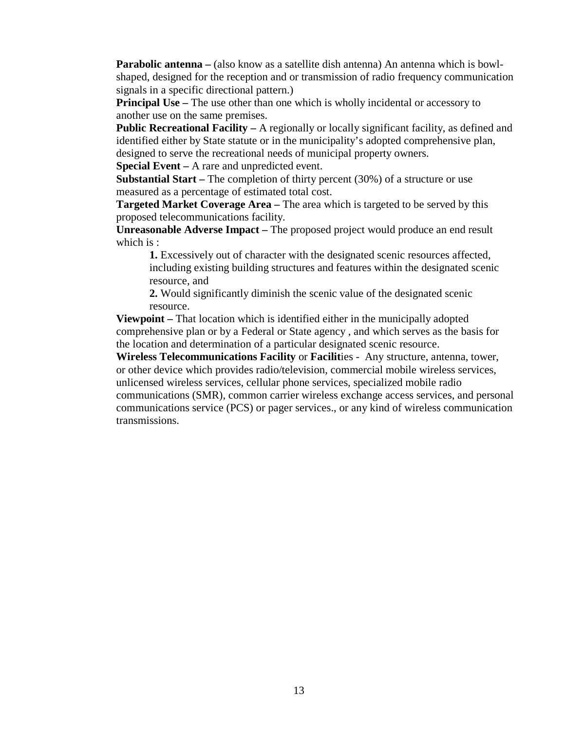**Parabolic antenna –** (also know as a satellite dish antenna) An antenna which is bowl-shaped, designed for the reception and or transmission of radio frequency communication signals in a specific directional pattern.)

**Principal Use –** The use other than one which is wholly incidental or accessory to another use on the same premises.

**Public Recreational Facility –** A regionally or locally significant facility, as defined and identified either by State statute or in the municipality's adopted comprehensive plan, designed to serve the recreational needs of municipal property owners.

**Special Event –** A rare and unpredicted event.

**Substantial Start –** The completion of thirty percent (30%) of a structure or use measured as a percentage of estimated total cost.

**Targeted Market Coverage Area –** The area which is targeted to be served by this proposed telecommunications facility.

**Unreasonable Adverse Impact –** The proposed project would produce an end result which is :

> **1.** Excessively out of character with the designated scenic resources affected, including existing building structures and features within the designated scenic resource, and
>
> **2.** Would significantly diminish the scenic value of the designated scenic resource.

**Viewpoint –** That location which is identified either in the municipally adopted comprehensive plan or by a Federal or State agency , and which serves as the basis for the location and determination of a particular designated scenic resource.

**Wireless Telecommunications Facility** or **Facilit**ies - Any structure, antenna, tower, or other device which provides radio/television, commercial mobile wireless services, unlicensed wireless services, cellular phone services, specialized mobile radio communications (SMR), common carrier wireless exchange access services, and personal communications service (PCS) or pager services., or any kind of wireless communication transmissions.